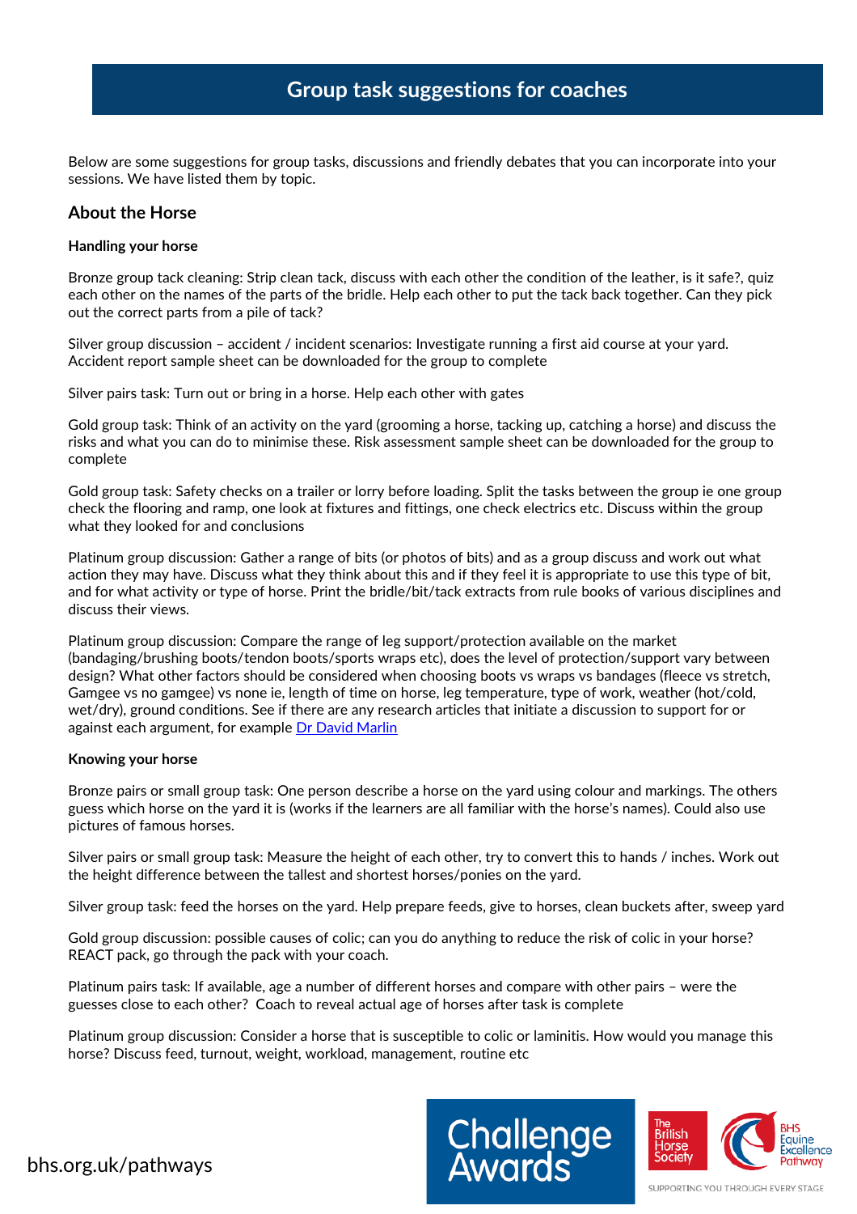# Group task suggestions for coaches

Below are some suggestions for group tasks, discussions and friendly debates that you can incorporate into your sessions. We have listed them by topic.

## About the Horse

### Handling your horse

Bronze group tack cleaning: Strip clean tack, discuss with each other the condition of the leather, is it safe?, quiz each other on the names of the parts of the bridle. Help each other to put the tack back together. Can they pick out the correct parts from a pile of tack?

Silver group discussion – accident / incident scenarios: Investigate running a first aid course at your yard. Accident report sample sheet can be downloaded for the group to complete

Silver pairs task: Turn out or bring in a horse. Help each other with gates

Gold group task: Think of an activity on the yard (grooming a horse, tacking up, catching a horse) and discuss the risks and what you can do to minimise these. Risk assessment sample sheet can be downloaded for the group to complete

Gold group task: Safety checks on a trailer or lorry before loading. Split the tasks between the group ie one group check the flooring and ramp, one look at fixtures and fittings, one check electrics etc. Discuss within the group what they looked for and conclusions

Platinum group discussion: Gather a range of bits (or photos of bits) and as a group discuss and work out what action they may have. Discuss what they think about this and if they feel it is appropriate to use this type of bit, and for what activity or type of horse. Print the bridle/bit/tack extracts from rule books of various disciplines and discuss their views.

Platinum group discussion: Compare the range of leg support/protection available on the market (bandaging/brushing boots/tendon boots/sports wraps etc), does the level of protection/support vary between design? What other factors should be considered when choosing boots vs wraps vs bandages (fleece vs stretch, Gamgee vs no gamgee) vs none ie, length of time on horse, leg temperature, type of work, weather (hot/cold, wet/dry), ground conditions. See if there are any research articles that initiate a discussion to support for or against each argument, for example Dr David Marlin

### Knowing your horse

Bronze pairs or small group task: One person describe a horse on the yard using colour and markings. The others guess which horse on the yard it is (works if the learners are all familiar with the horse's names). Could also use pictures of famous horses.

Silver pairs or small group task: Measure the height of each other, try to convert this to hands / inches. Work out the height difference between the tallest and shortest horses/ponies on the yard.

Silver group task: feed the horses on the yard. Help prepare feeds, give to horses, clean buckets after, sweep yard

Gold group discussion: possible causes of colic; can you do anything to reduce the risk of colic in your horse? REACT pack, go through the pack with your coach.

Platinum pairs task: If available, age a number of different horses and compare with other pairs – were the guesses close to each other? Coach to reveal actual age of horses after task is complete

Platinum group discussion: Consider a horse that is susceptible to colic or laminitis. How would you manage this horse? Discuss feed, turnout, weight, workload, management, routine etc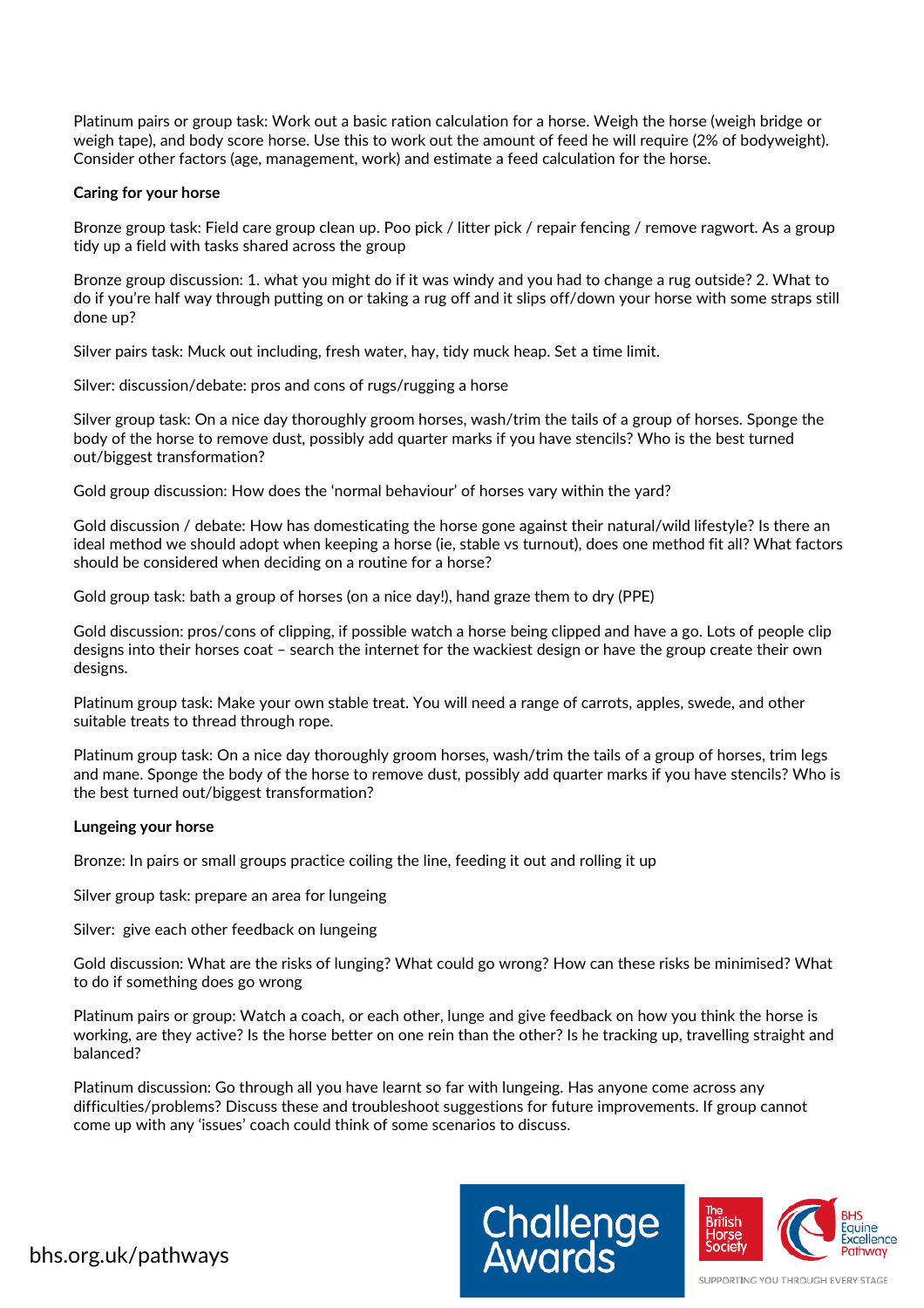Platinum pairs or group task: Work out a basic ration calculation for a horse. Weigh the horse (weigh bridge or weigh tape), and body score horse. Use this to work out the amount of feed he will require (2% of bodyweight). Consider other factors (age, management, work) and estimate a feed calculation for the horse.

**Caring for your horse**

Bronze group task: Field care group clean up. Poo pick / litter pick / repair fencing / remove ragwort. As a group tidy up a field with tasks shared across the group

Bronze group discussion: 1. what you might do if it was windy and you had to change a rug outside? 2. What to do if you're half way through putting on or taking a rug off and it slips off/down your horse with some straps still done up?

Silver pairs task: Muck out including, fresh water, hay, tidy muck heap. Set a time limit.

Silver: discussion/debate: pros and cons of rugs/rugging a horse

Silver group task: On a nice day thoroughly groom horses, wash/trim the tails of a group of horses. Sponge the body of the horse to remove dust, possibly add quarter marks if you have stencils? Who is the best turned out/biggest transformation?

Gold group discussion: How does the 'normal behaviour' of horses vary within the yard?

Gold discussion / debate: How has domesticating the horse gone against their natural/wild lifestyle? Is there an ideal method we should adopt when keeping a horse (ie, stable vs turnout), does one method fit all? What factors should be considered when deciding on a routine for a horse?

Gold group task: bath a group of horses (on a nice day!), hand graze them to dry (PPE)

Gold discussion: pros/cons of clipping, if possible watch a horse being clipped and have a go. Lots of people clip designs into their horses coat – search the internet for the wackiest design or have the group create their own designs.

Platinum group task: Make your own stable treat. You will need a range of carrots, apples, swede, and other suitable treats to thread through rope.

Platinum group task: On a nice day thoroughly groom horses, wash/trim the tails of a group of horses, trim legs and mane. Sponge the body of the horse to remove dust, possibly add quarter marks if you have stencils? Who is the best turned out/biggest transformation?

**Lungeing your horse**

Bronze: In pairs or small groups practice coiling the line, feeding it out and rolling it up

Silver group task: prepare an area for lungeing

Silver: give each other feedback on lungeing

Gold discussion: What are the risks of lunging? What could go wrong? How can these risks be minimised? What to do if something does go wrong

Platinum pairs or group: Watch a coach, or each other, lunge and give feedback on how you think the horse is working, are they active? Is the horse better on one rein than the other? Is he tracking up, travelling straight and balanced?

Platinum discussion: Go through all you have learnt so far with lungeing. Has anyone come across any difficulties/problems? Discuss these and troubleshoot suggestions for future improvements. If group cannot come up with any 'issues' coach could think of some scenarios to discuss.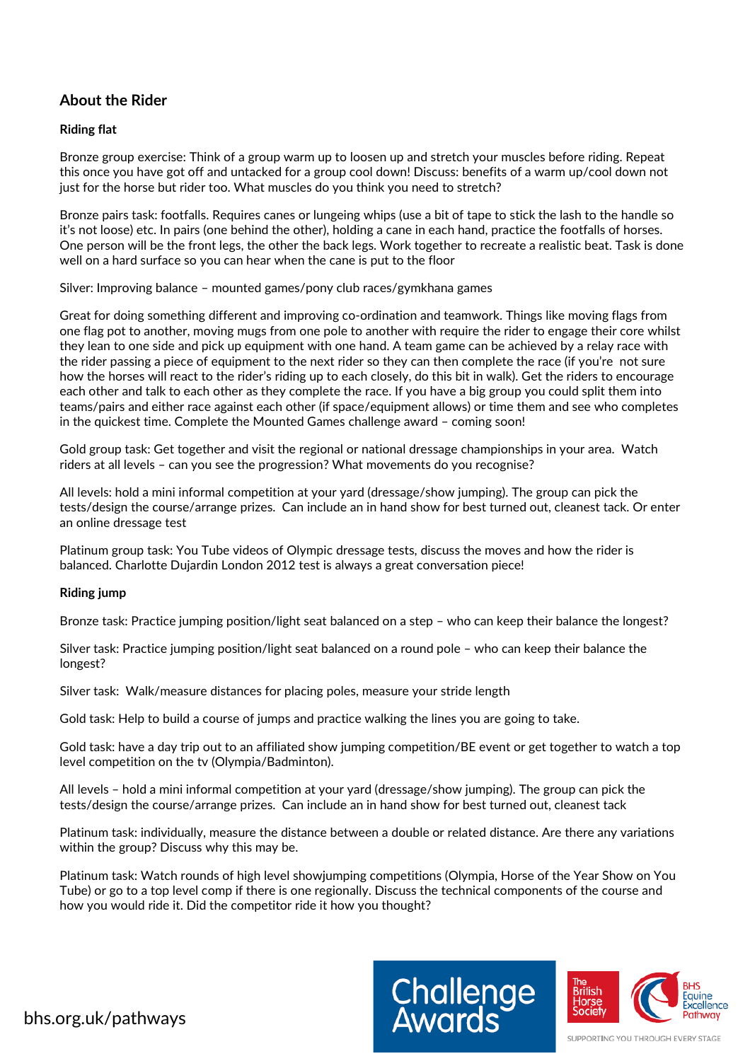## About the Rider

**Riding flat**

Bronze group exercise: Think of a group warm up to loosen up and stretch your muscles before riding. Repeat this once you have got off and untacked for a group cool down! Discuss: benefits of a warm up/cool down not just for the horse but rider too. What muscles do you think you need to stretch?

Bronze pairs task: footfalls. Requires canes or lungeing whips (use a bit of tape to stick the lash to the handle so it's not loose) etc. In pairs (one behind the other), holding a cane in each hand, practice the footfalls of horses. One person will be the front legs, the other the back legs. Work together to recreate a realistic beat. Task is done well on a hard surface so you can hear when the cane is put to the floor

Silver: Improving balance – mounted games/pony club races/gymkhana games

Great for doing something different and improving co-ordination and teamwork. Things like moving flags from one flag pot to another, moving mugs from one pole to another with require the rider to engage their core whilst they lean to one side and pick up equipment with one hand. A team game can be achieved by a relay race with the rider passing a piece of equipment to the next rider so they can then complete the race (if you're not sure how the horses will react to the rider's riding up to each closely, do this bit in walk). Get the riders to encourage each other and talk to each other as they complete the race. If you have a big group you could split them into teams/pairs and either race against each other (if space/equipment allows) or time them and see who completes in the quickest time. Complete the Mounted Games challenge award – coming soon!

Gold group task: Get together and visit the regional or national dressage championships in your area. Watch riders at all levels – can you see the progression? What movements do you recognise?

All levels: hold a mini informal competition at your yard (dressage/show jumping). The group can pick the tests/design the course/arrange prizes. Can include an in hand show for best turned out, cleanest tack. Or enter an online dressage test

Platinum group task: You Tube videos of Olympic dressage tests, discuss the moves and how the rider is balanced. Charlotte Dujardin London 2012 test is always a great conversation piece!

**Riding jump**

Bronze task: Practice jumping position/light seat balanced on a step – who can keep their balance the longest?

Silver task: Practice jumping position/light seat balanced on a round pole – who can keep their balance the longest?

Silver task: Walk/measure distances for placing poles, measure your stride length

Gold task: Help to build a course of jumps and practice walking the lines you are going to take.

Gold task: have a day trip out to an affiliated show jumping competition/BE event or get together to watch a top level competition on the tv (Olympia/Badminton).

All levels – hold a mini informal competition at your yard (dressage/show jumping). The group can pick the tests/design the course/arrange prizes. Can include an in hand show for best turned out, cleanest tack

Platinum task: individually, measure the distance between a double or related distance. Are there any variations within the group? Discuss why this may be.

Platinum task: Watch rounds of high level showjumping competitions (Olympia, Horse of the Year Show on You Tube) or go to a top level comp if there is one regionally. Discuss the technical components of the course and how you would ride it. Did the competitor ride it how you thought?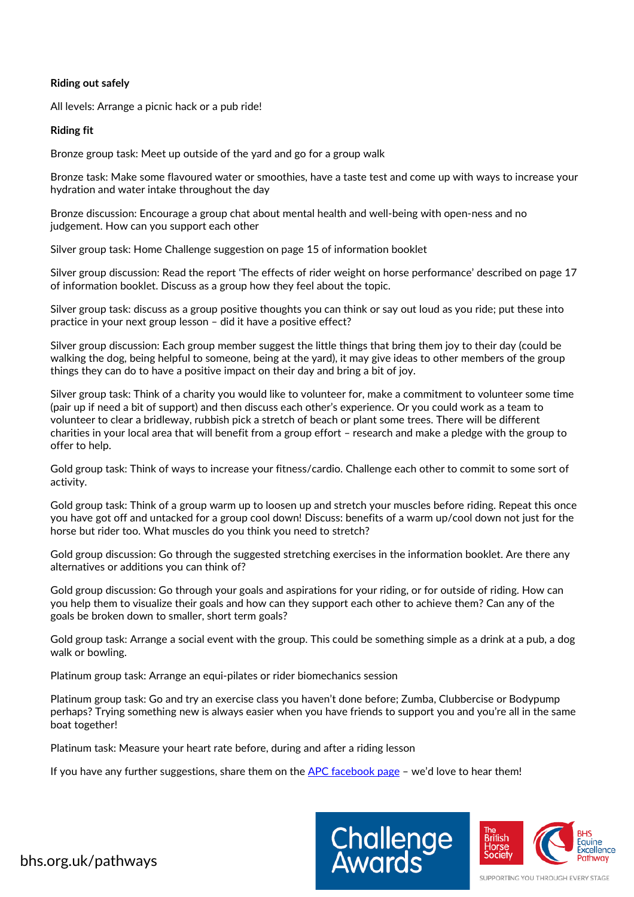**Riding out safely**

All levels: Arrange a picnic hack or a pub ride!

**Riding fit**

Bronze group task: Meet up outside of the yard and go for a group walk

Bronze task: Make some flavoured water or smoothies, have a taste test and come up with ways to increase your hydration and water intake throughout the day

Bronze discussion: Encourage a group chat about mental health and well-being with open-ness and no judgement. How can you support each other

Silver group task: Home Challenge suggestion on page 15 of information booklet

Silver group discussion: Read the report 'The effects of rider weight on horse performance' described on page 17 of information booklet. Discuss as a group how they feel about the topic.

Silver group task: discuss as a group positive thoughts you can think or say out loud as you ride; put these into practice in your next group lesson – did it have a positive effect?

Silver group discussion: Each group member suggest the little things that bring them joy to their day (could be walking the dog, being helpful to someone, being at the yard), it may give ideas to other members of the group things they can do to have a positive impact on their day and bring a bit of joy.

Silver group task: Think of a charity you would like to volunteer for, make a commitment to volunteer some time (pair up if need a bit of support) and then discuss each other's experience. Or you could work as a team to volunteer to clear a bridleway, rubbish pick a stretch of beach or plant some trees. There will be different charities in your local area that will benefit from a group effort – research and make a pledge with the group to offer to help.

Gold group task: Think of ways to increase your fitness/cardio. Challenge each other to commit to some sort of activity.

Gold group task: Think of a group warm up to loosen up and stretch your muscles before riding. Repeat this once you have got off and untacked for a group cool down! Discuss: benefits of a warm up/cool down not just for the horse but rider too. What muscles do you think you need to stretch?

Gold group discussion: Go through the suggested stretching exercises in the information booklet. Are there any alternatives or additions you can think of?

Gold group discussion: Go through your goals and aspirations for your riding, or for outside of riding. How can you help them to visualize their goals and how can they support each other to achieve them? Can any of the goals be broken down to smaller, short term goals?

Gold group task: Arrange a social event with the group. This could be something simple as a drink at a pub, a dog walk or bowling.

Platinum group task: Arrange an equi-pilates or rider biomechanics session

Platinum group task: Go and try an exercise class you haven't done before; Zumba, Clubbercise or Bodypump perhaps? Trying something new is always easier when you have friends to support you and you're all in the same boat together!

Platinum task: Measure your heart rate before, during and after a riding lesson

If you have any further suggestions, share them on the [APC facebook page]() – we'd love to hear them!

bhs.org.uk/pathways

Challenge Awards

The British Horse Society

BHS Equine Excellence Pathway

SUPPORTING YOU THROUGH EVERY STAGE